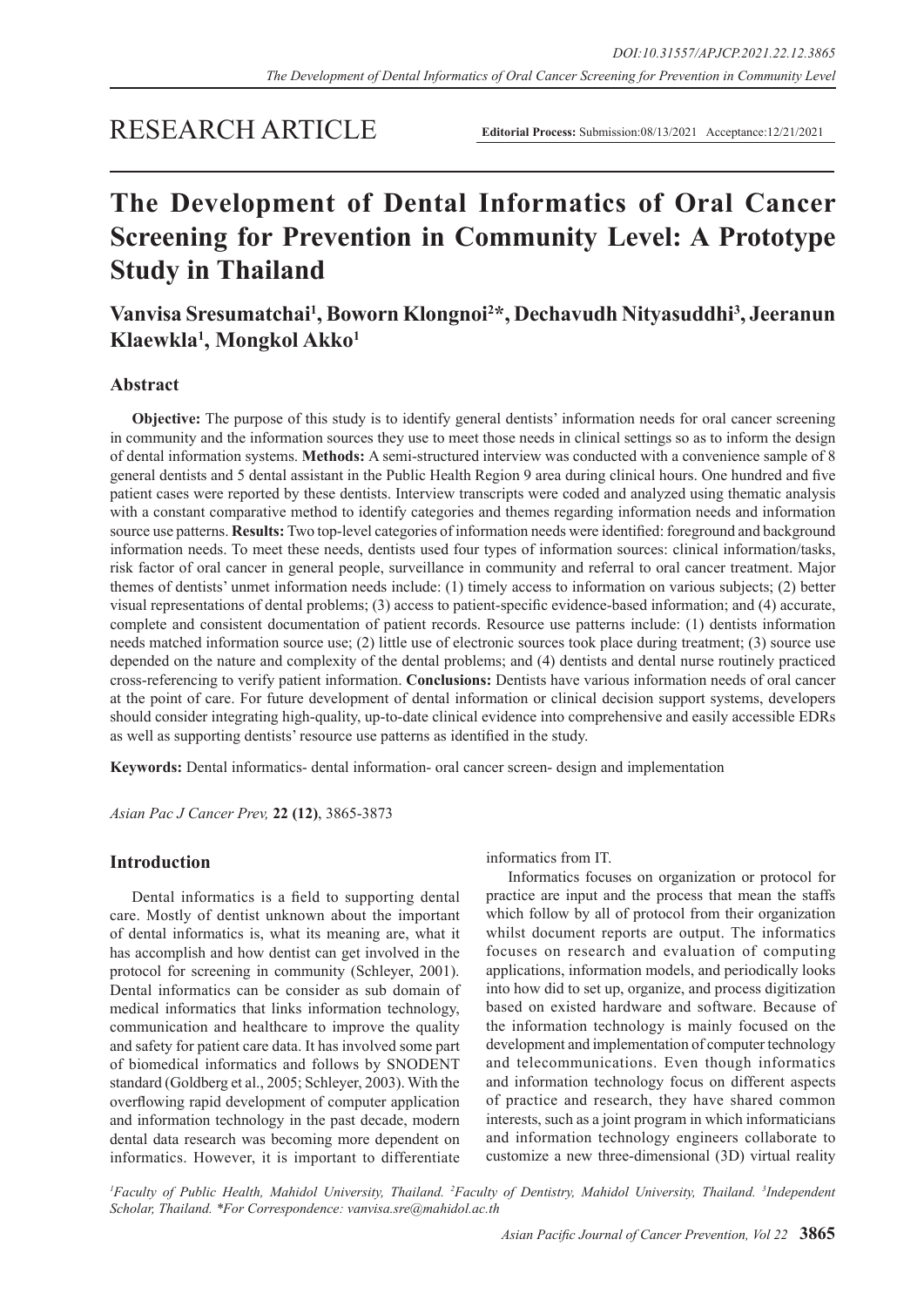# RESEARCH ARTICLE

**Editorial Process:** Submission:08/13/2021 Acceptance:12/21/2021

# The Development of Dental Informatics of Oral Cancer Screening for Prevention in Community Level: A Prototype Study in Thailand

## Vanvisa Sresumatchai[1], Boworn Klongnoi[2*], Dechavudh Nityasuddhi[3], Jeeranun Klaewkla[1], Mongkol Akko[1]

## Abstract

**Objective:** The purpose of this study is to identify general dentists' information needs for oral cancer screening in community and the information sources they use to meet those needs in clinical settings so as to inform the design of dental information systems. **Methods:** A semi-structured interview was conducted with a convenience sample of 8 general dentists and 5 dental assistant in the Public Health Region 9 area during clinical hours. One hundred and five patient cases were reported by these dentists. Interview transcripts were coded and analyzed using thematic analysis with a constant comparative method to identify categories and themes regarding information needs and information source use patterns. **Results:** Two top-level categories of information needs were identified: foreground and background information needs. To meet these needs, dentists used four types of information sources: clinical information/tasks, risk factor of oral cancer in general people, surveillance in community and referral to oral cancer treatment. Major themes of dentists' unmet information needs include: (1) timely access to information on various subjects; (2) better visual representations of dental problems; (3) access to patient-specific evidence-based information; and (4) accurate, complete and consistent documentation of patient records. Resource use patterns include: (1) dentists information needs matched information source use; (2) little use of electronic sources took place during treatment; (3) source use depended on the nature and complexity of the dental problems; and (4) dentists and dental nurse routinely practiced cross-referencing to verify patient information. **Conclusions:** Dentists have various information needs of oral cancer at the point of care. For future development of dental information or clinical decision support systems, developers should consider integrating high-quality, up-to-date clinical evidence into comprehensive and easily accessible EDRs as well as supporting dentists' resource use patterns as identified in the study.

**Keywords:** Dental informatics- dental information- oral cancer screen- design and implementation

*Asian Pac J Cancer Prev,* **22 (12)**, 3865-3873

## Introduction

Dental informatics is a field to supporting dental care. Mostly of dentist unknown about the important of dental informatics is, what its meaning are, what it has accomplish and how dentist can get involved in the protocol for screening in community (Schleyer, 2001). Dental informatics can be consider as sub domain of medical informatics that links information technology, communication and healthcare to improve the quality and safety for patient care data. It has involved some part of biomedical informatics and follows by SNODENT standard (Goldberg et al., 2005; Schleyer, 2003). With the overflowing rapid development of computer application and information technology in the past decade, modern dental data research was becoming more dependent on informatics. However, it is important to differentiate informatics from IT.

Informatics focuses on organization or protocol for practice are input and the process that mean the staffs which follow by all of protocol from their organization whilst document reports are output. The informatics focuses on research and evaluation of computing applications, information models, and periodically looks into how did to set up, organize, and process digitization based on existed hardware and software. Because of the information technology is mainly focused on the development and implementation of computer technology and telecommunications. Even though informatics and information technology focus on different aspects of practice and research, they have shared common interests, such as a joint program in which informaticians and information technology engineers collaborate to customize a new three-dimensional (3D) virtual reality

[1]Faculty of Public Health, Mahidol University, Thailand. [2]Faculty of Dentistry, Mahidol University, Thailand. [3]Independent Scholar, Thailand. *For Correspondence: vanvisa.sre@mahidol.ac.th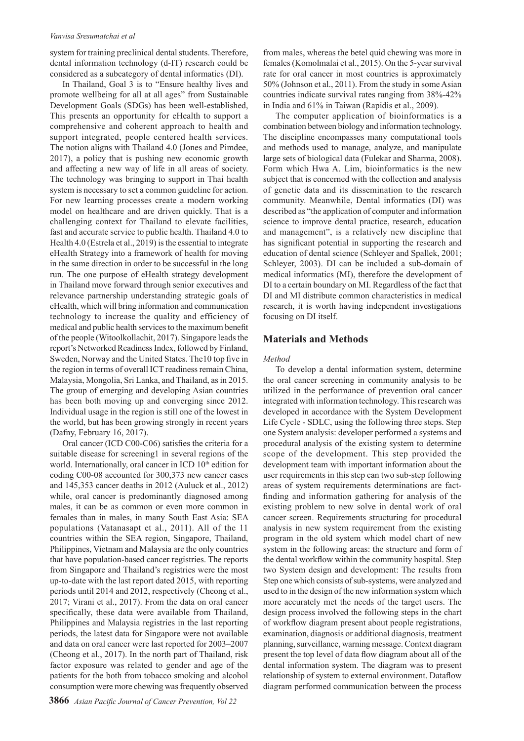system for training preclinical dental students. Therefore, dental information technology (d-IT) research could be considered as a subcategory of dental informatics (DI).

In Thailand, Goal 3 is to "Ensure healthy lives and promote wellbeing for all at all ages" from Sustainable Development Goals (SDGs) has been well-established, This presents an opportunity for eHealth to support a comprehensive and coherent approach to health and support integrated, people centered health services. The notion aligns with Thailand 4.0 (Jones and Pimdee, 2017), a policy that is pushing new economic growth and affecting a new way of life in all areas of society. The technology was bringing to support in Thai health system is necessary to set a common guideline for action. For new learning processes create a modern working model on healthcare and are driven quickly. That is a challenging context for Thailand to elevate facilities, fast and accurate service to public health. Thailand 4.0 to Health 4.0 (Estrela et al., 2019) is the essential to integrate eHealth Strategy into a framework of health for moving in the same direction in order to be successful in the long run. The one purpose of eHealth strategy development in Thailand move forward through senior executives and relevance partnership understanding strategic goals of eHealth, which will bring information and communication technology to increase the quality and efficiency of medical and public health services to the maximum benefit of the people (Witoolkollachit, 2017). Singapore leads the report's Networked Readiness Index, followed by Finland, Sweden, Norway and the United States. The10 top five in the region in terms of overall ICT readiness remain China, Malaysia, Mongolia, Sri Lanka, and Thailand, as in 2015. The group of emerging and developing Asian countries has been both moving up and converging since 2012. Individual usage in the region is still one of the lowest in the world, but has been growing strongly in recent years (Dafny, February 16, 2017).

Oral cancer (ICD C00-C06) satisfies the criteria for a suitable disease for screening1 in several regions of the world. Internationally, oral cancer in ICD 10$^{th}$ edition for coding C00-08 accounted for 300,373 new cancer cases and 145,353 cancer deaths in 2012 (Auluck et al., 2012) while, oral cancer is predominantly diagnosed among males, it can be as common or even more common in females than in males, in many South East Asia: SEA populations (Vatanasapt et al., 2011). All of the 11 countries within the SEA region, Singapore, Thailand, Philippines, Vietnam and Malaysia are the only countries that have population-based cancer registries. The reports from Singapore and Thailand's registries were the most up-to-date with the last report dated 2015, with reporting periods until 2014 and 2012, respectively (Cheong et al., 2017; Virani et al., 2017). From the data on oral cancer specifically, these data were available from Thailand, Philippines and Malaysia registries in the last reporting periods, the latest data for Singapore were not available and data on oral cancer were last reported for 2003–2007 (Cheong et al., 2017). In the north part of Thailand, risk factor exposure was related to gender and age of the patients for the both from tobacco smoking and alcohol consumption were more chewing was frequently observed from males, whereas the betel quid chewing was more in females (Komolmalai et al., 2015). On the 5-year survival rate for oral cancer in most countries is approximately 50% (Johnson et al., 2011). From the study in some Asian countries indicate survival rates ranging from 38%-42% in India and 61% in Taiwan (Rapidis et al., 2009).

The computer application of bioinformatics is a combination between biology and information technology. The discipline encompasses many computational tools and methods used to manage, analyze, and manipulate large sets of biological data (Fulekar and Sharma, 2008). Form which Hwa A. Lim, bioinformatics is the new subject that is concerned with the collection and analysis of genetic data and its dissemination to the research community. Meanwhile, Dental informatics (DI) was described as "the application of computer and information science to improve dental practice, research, education and management", is a relatively new discipline that has significant potential in supporting the research and education of dental science (Schleyer and Spallek, 2001; Schleyer, 2003). DI can be included a sub-domain of medical informatics (MI), therefore the development of DI to a certain boundary on MI. Regardless of the fact that DI and MI distribute common characteristics in medical research, it is worth having independent investigations focusing on DI itself.

## Materials and Methods

*Method*

To develop a dental information system, determine the oral cancer screening in community analysis to be utilized in the performance of prevention oral cancer integrated with information technology. This research was developed in accordance with the System Development Life Cycle - SDLC, using the following three steps. Step one System analysis: developer performed a systems and procedural analysis of the existing system to determine scope of the development. This step provided the development team with important information about the user requirements in this step can two sub-step following areas of system requirements determinations are fact-finding and information gathering for analysis of the existing problem to new solve in dental work of oral cancer screen. Requirements structuring for procedural analysis in new system requirement from the existing program in the old system which model chart of new system in the following areas: the structure and form of the dental workflow within the community hospital. Step two System design and development: The results from Step one which consists of sub-systems, were analyzed and used to in the design of the new information system which more accurately met the needs of the target users. The design process involved the following steps in the chart of workflow diagram present about people registrations, examination, diagnosis or additional diagnosis, treatment planning, surveillance, warning message. Context diagram present the top level of data flow diagram about all of the dental information system. The diagram was to present relationship of system to external environment. Dataflow diagram performed communication between the process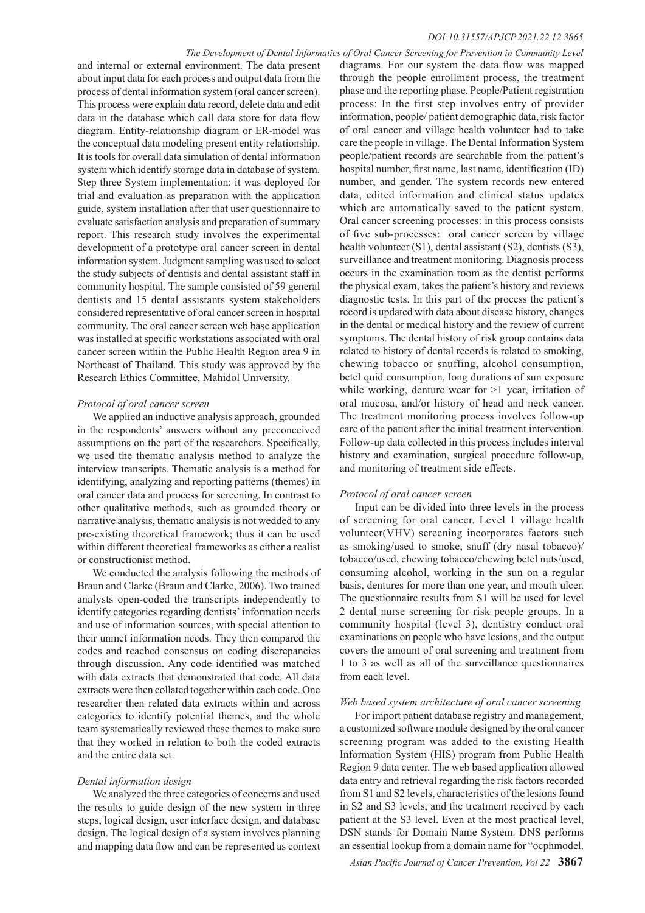and internal or external environment. The data present about input data for each process and output data from the process of dental information system (oral cancer screen). This process were explain data record, delete data and edit data in the database which call data store for data flow diagram. Entity-relationship diagram or ER-model was the conceptual data modeling present entity relationship. It is tools for overall data simulation of dental information system which identify storage data in database of system. Step three System implementation: it was deployed for trial and evaluation as preparation with the application guide, system installation after that user questionnaire to evaluate satisfaction analysis and preparation of summary report. This research study involves the experimental development of a prototype oral cancer screen in dental information system. Judgment sampling was used to select the study subjects of dentists and dental assistant staff in community hospital. The sample consisted of 59 general dentists and 15 dental assistants system stakeholders considered representative of oral cancer screen in hospital community. The oral cancer screen web base application was installed at specific workstations associated with oral cancer screen within the Public Health Region area 9 in Northeast of Thailand. This study was approved by the Research Ethics Committee, Mahidol University.

*Protocol of oral cancer screen*

We applied an inductive analysis approach, grounded in the respondents' answers without any preconceived assumptions on the part of the researchers. Specifically, we used the thematic analysis method to analyze the interview transcripts. Thematic analysis is a method for identifying, analyzing and reporting patterns (themes) in oral cancer data and process for screening. In contrast to other qualitative methods, such as grounded theory or narrative analysis, thematic analysis is not wedded to any pre-existing theoretical framework; thus it can be used within different theoretical frameworks as either a realist or constructionist method.

We conducted the analysis following the methods of Braun and Clarke (Braun and Clarke, 2006). Two trained analysts open-coded the transcripts independently to identify categories regarding dentists' information needs and use of information sources, with special attention to their unmet information needs. They then compared the codes and reached consensus on coding discrepancies through discussion. Any code identified was matched with data extracts that demonstrated that code. All data extracts were then collated together within each code. One researcher then related data extracts within and across categories to identify potential themes, and the whole team systematically reviewed these themes to make sure that they worked in relation to both the coded extracts and the entire data set.

*Dental information design*

We analyzed the three categories of concerns and used the results to guide design of the new system in three steps, logical design, user interface design, and database design. The logical design of a system involves planning and mapping data flow and can be represented as context diagrams. For our system the data flow was mapped through the people enrollment process, the treatment phase and the reporting phase. People/Patient registration process: In the first step involves entry of provider information, people/ patient demographic data, risk factor of oral cancer and village health volunteer had to take care the people in village. The Dental Information System people/patient records are searchable from the patient's hospital number, first name, last name, identification (ID) number, and gender. The system records new entered data, edited information and clinical status updates which are automatically saved to the patient system. Oral cancer screening processes: in this process consists of five sub-processes: oral cancer screen by village health volunteer (S1), dental assistant (S2), dentists (S3), surveillance and treatment monitoring. Diagnosis process occurs in the examination room as the dentist performs the physical exam, takes the patient's history and reviews diagnostic tests. In this part of the process the patient's record is updated with data about disease history, changes in the dental or medical history and the review of current symptoms. The dental history of risk group contains data related to history of dental records is related to smoking, chewing tobacco or snuffing, alcohol consumption, betel quid consumption, long durations of sun exposure while working, denture wear for >1 year, irritation of oral mucosa, and/or history of head and neck cancer. The treatment monitoring process involves follow-up care of the patient after the initial treatment intervention. Follow-up data collected in this process includes interval history and examination, surgical procedure follow-up, and monitoring of treatment side effects.

*Protocol of oral cancer screen*

Input can be divided into three levels in the process of screening for oral cancer. Level 1 village health volunteer(VHV) screening incorporates factors such as smoking/used to smoke, snuff (dry nasal tobacco)/ tobacco/used, chewing tobacco/chewing betel nuts/used, consuming alcohol, working in the sun on a regular basis, dentures for more than one year, and mouth ulcer. The questionnaire results from S1 will be used for level 2 dental nurse screening for risk people groups. In a community hospital (level 3), dentistry conduct oral examinations on people who have lesions, and the output covers the amount of oral screening and treatment from 1 to 3 as well as all of the surveillance questionnaires from each level.

*Web based system architecture of oral cancer screening*

For import patient database registry and management, a customized software module designed by the oral cancer screening program was added to the existing Health Information System (HIS) program from Public Health Region 9 data center. The web based application allowed data entry and retrieval regarding the risk factors recorded from S1 and S2 levels, characteristics of the lesions found in S2 and S3 levels, and the treatment received by each patient at the S3 level. Even at the most practical level, DSN stands for Domain Name System. DNS performs an essential lookup from a domain name for "ocphmodel.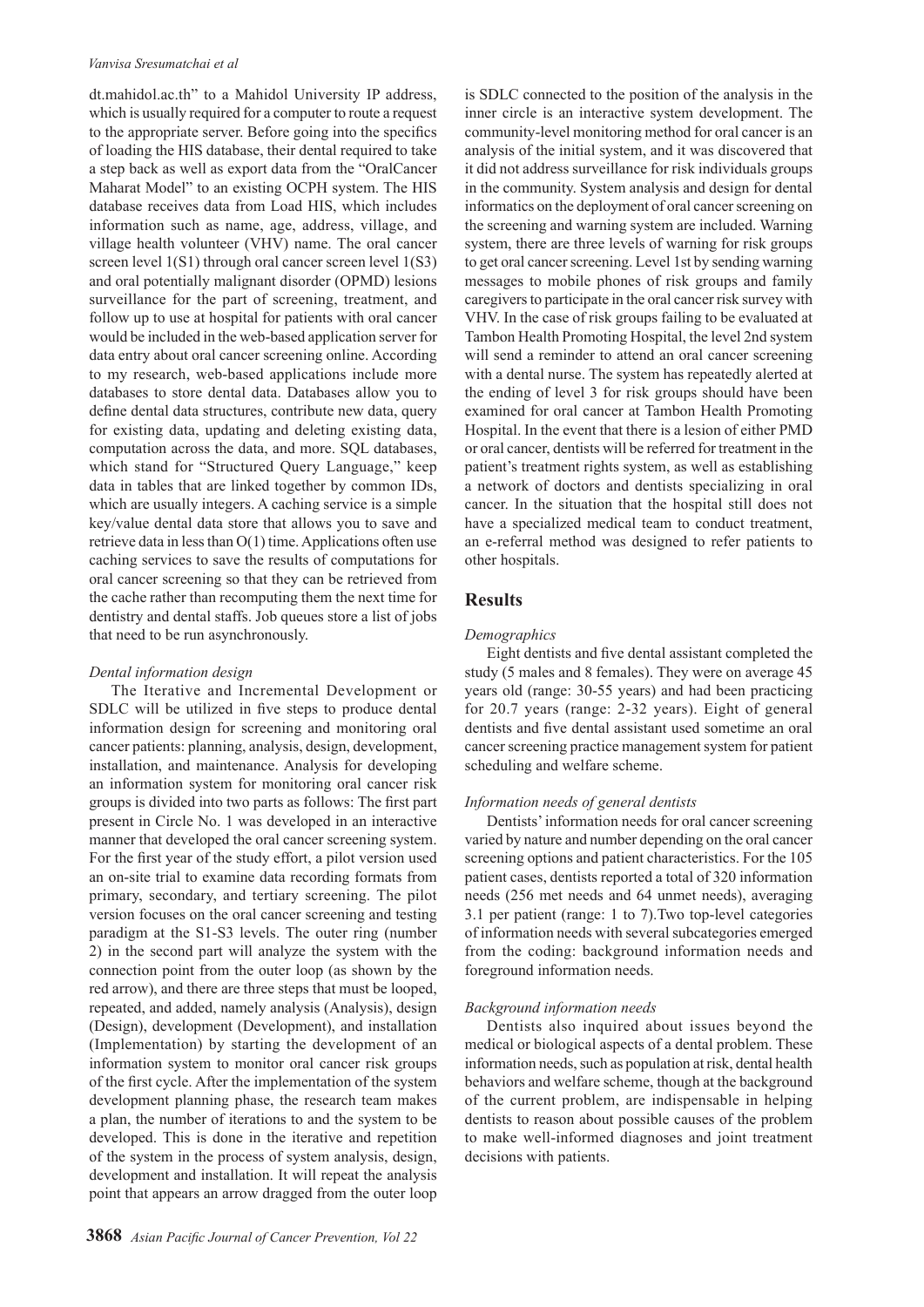dt.mahidol.ac.th" to a Mahidol University IP address, which is usually required for a computer to route a request to the appropriate server. Before going into the specifics of loading the HIS database, their dental required to take a step back as well as export data from the "OralCancer Maharat Model" to an existing OCPH system. The HIS database receives data from Load HIS, which includes information such as name, age, address, village, and village health volunteer (VHV) name. The oral cancer screen level 1(S1) through oral cancer screen level 1(S3) and oral potentially malignant disorder (OPMD) lesions surveillance for the part of screening, treatment, and follow up to use at hospital for patients with oral cancer would be included in the web-based application server for data entry about oral cancer screening online. According to my research, web-based applications include more databases to store dental data. Databases allow you to define dental data structures, contribute new data, query for existing data, updating and deleting existing data, computation across the data, and more. SQL databases, which stand for "Structured Query Language," keep data in tables that are linked together by common IDs, which are usually integers. A caching service is a simple key/value dental data store that allows you to save and retrieve data in less than O(1) time. Applications often use caching services to save the results of computations for oral cancer screening so that they can be retrieved from the cache rather than recomputing them the next time for dentistry and dental staffs. Job queues store a list of jobs that need to be run asynchronously.

*Dental information design*

The Iterative and Incremental Development or SDLC will be utilized in five steps to produce dental information design for screening and monitoring oral cancer patients: planning, analysis, design, development, installation, and maintenance. Analysis for developing an information system for monitoring oral cancer risk groups is divided into two parts as follows: The first part present in Circle No. 1 was developed in an interactive manner that developed the oral cancer screening system. For the first year of the study effort, a pilot version used an on-site trial to examine data recording formats from primary, secondary, and tertiary screening. The pilot version focuses on the oral cancer screening and testing paradigm at the S1-S3 levels. The outer ring (number 2) in the second part will analyze the system with the connection point from the outer loop (as shown by the red arrow), and there are three steps that must be looped, repeated, and added, namely analysis (Analysis), design (Design), development (Development), and installation (Implementation) by starting the development of an information system to monitor oral cancer risk groups of the first cycle. After the implementation of the system development planning phase, the research team makes a plan, the number of iterations to and the system to be developed. This is done in the iterative and repetition of the system in the process of system analysis, design, development and installation. It will repeat the analysis point that appears an arrow dragged from the outer loop is SDLC connected to the position of the analysis in the inner circle is an interactive system development. The community-level monitoring method for oral cancer is an analysis of the initial system, and it was discovered that it did not address surveillance for risk individuals groups in the community. System analysis and design for dental informatics on the deployment of oral cancer screening on the screening and warning system are included. Warning system, there are three levels of warning for risk groups to get oral cancer screening. Level 1st by sending warning messages to mobile phones of risk groups and family caregivers to participate in the oral cancer risk survey with VHV. In the case of risk groups failing to be evaluated at Tambon Health Promoting Hospital, the level 2nd system will send a reminder to attend an oral cancer screening with a dental nurse. The system has repeatedly alerted at the ending of level 3 for risk groups should have been examined for oral cancer at Tambon Health Promoting Hospital. In the event that there is a lesion of either PMD or oral cancer, dentists will be referred for treatment in the patient's treatment rights system, as well as establishing a network of doctors and dentists specializing in oral cancer. In the situation that the hospital still does not have a specialized medical team to conduct treatment, an e-referral method was designed to refer patients to other hospitals.

## Results

*Demographics*

Eight dentists and five dental assistant completed the study (5 males and 8 females). They were on average 45 years old (range: 30-55 years) and had been practicing for 20.7 years (range: 2-32 years). Eight of general dentists and five dental assistant used sometime an oral cancer screening practice management system for patient scheduling and welfare scheme.

*Information needs of general dentists*

Dentists' information needs for oral cancer screening varied by nature and number depending on the oral cancer screening options and patient characteristics. For the 105 patient cases, dentists reported a total of 320 information needs (256 met needs and 64 unmet needs), averaging 3.1 per patient (range: 1 to 7).Two top-level categories of information needs with several subcategories emerged from the coding: background information needs and foreground information needs.

*Background information needs*

Dentists also inquired about issues beyond the medical or biological aspects of a dental problem. These information needs, such as population at risk, dental health behaviors and welfare scheme, though at the background of the current problem, are indispensable in helping dentists to reason about possible causes of the problem to make well-informed diagnoses and joint treatment decisions with patients.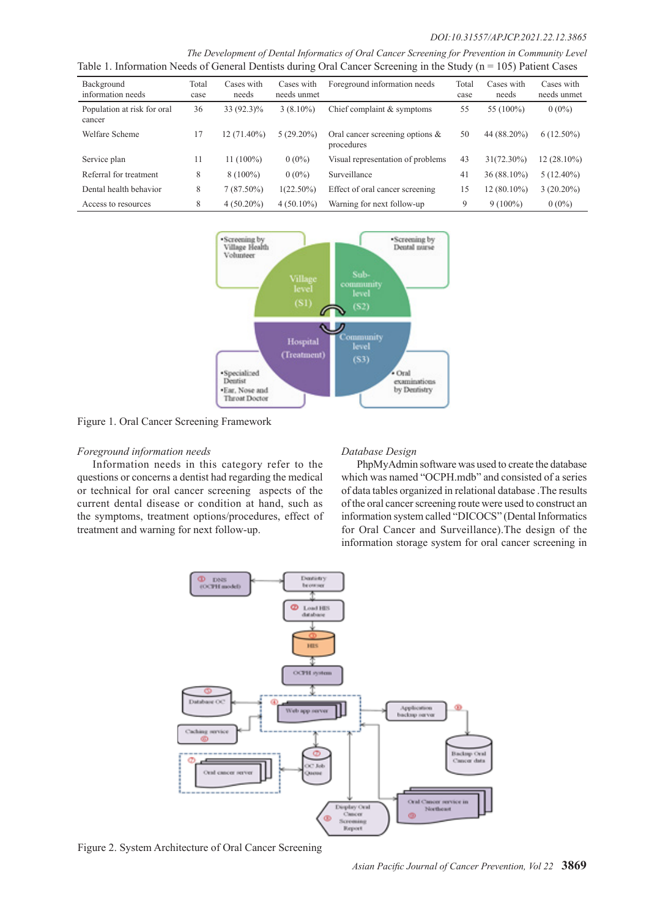Table 1. Information Needs of General Dentists during Oral Cancer Screening in the Study (n = 105) Patient Cases

| Background information needs | Total case | Cases with needs | Cases with needs unmet | Foreground information needs | Total case | Cases with needs | Cases with needs unmet |
|---|---|---|---|---|---|---|---|
| Population at risk for oral cancer | 36 | 33 (92.3)% | 3 (8.10%) | Chief complaint & symptoms | 55 | 55 (100%) | 0 (0%) |
| Welfare Scheme | 17 | 12 (71.40%) | 5 (29.20%) | Oral cancer screening options & procedures | 50 | 44 (88.20%) | 6 (12.50%) |
| Service plan | 11 | 11 (100%) | 0 (0%) | Visual representation of problems | 43 | 31(72.30%) | 12 (28.10%) |
| Referral for treatment | 8 | 8 (100%) | 0 (0%) | Surveillance | 41 | 36 (88.10%) | 5 (12.40%) |
| Dental health behavior | 8 | 7 (87.50%) | 1(22.50%) | Effect of oral cancer screening | 15 | 12 (80.10%) | 3 (20.20%) |
| Access to resources | 8 | 4 (50.20%) | 4 (50.10%) | Warning for next follow-up | 9 | 9 (100%) | 0 (0%) |

Figure 1. Oral Cancer Screening Framework

*Foreground information needs*

Information needs in this category refer to the questions or concerns a dentist had regarding the medical or technical for oral cancer screening aspects of the current dental disease or condition at hand, such as the symptoms, treatment options/procedures, effect of treatment and warning for next follow-up.

*Database Design*

PhpMyAdmin software was used to create the database which was named "OCPH.mdb" and consisted of a series of data tables organized in relational database .The results of the oral cancer screening route were used to construct an information system called "DICOCS" (Dental Informatics for Oral Cancer and Surveillance).The design of the information storage system for oral cancer screening in

Figure 2. System Architecture of Oral Cancer Screening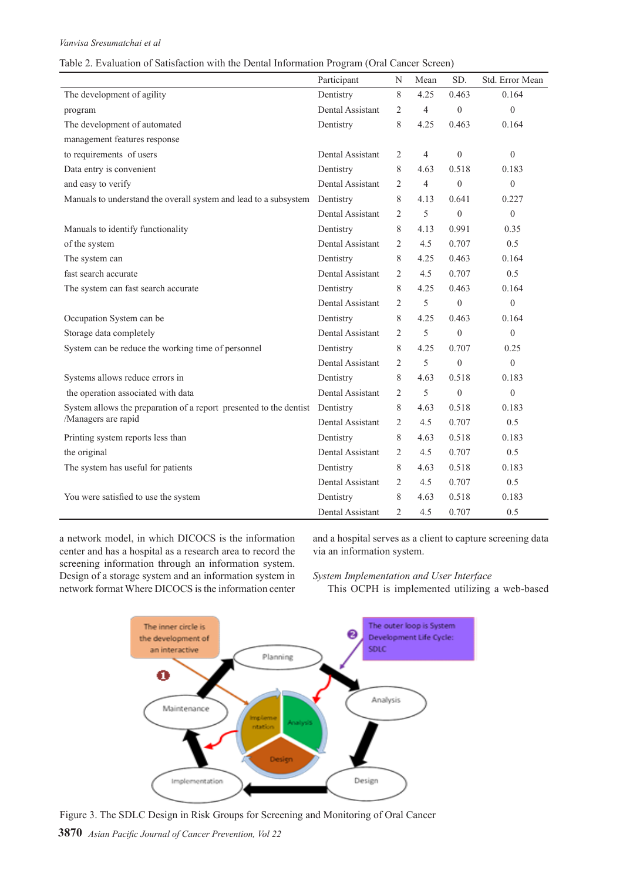Table 2. Evaluation of Satisfaction with the Dental Information Program (Oral Cancer Screen)

| | Participant | N | Mean | SD. | Std. Error Mean |
|---|---|---|---|---|---|
| The development of agility | Dentistry | 8 | 4.25 | 0.463 | 0.164 |
| program | Dental Assistant | 2 | 4 | 0 | 0 |
| The development of automated management features response | Dentistry | 8 | 4.25 | 0.463 | 0.164 |
| to requirements of users | Dental Assistant | 2 | 4 | 0 | 0 |
| Data entry is convenient | Dentistry | 8 | 4.63 | 0.518 | 0.183 |
| and easy to verify | Dental Assistant | 2 | 4 | 0 | 0 |
| Manuals to understand the overall system and lead to a subsystem | Dentistry | 8 | 4.13 | 0.641 | 0.227 |
| | Dental Assistant | 2 | 5 | 0 | 0 |
| Manuals to identify functionality | Dentistry | 8 | 4.13 | 0.991 | 0.35 |
| of the system | Dental Assistant | 2 | 4.5 | 0.707 | 0.5 |
| The system can | Dentistry | 8 | 4.25 | 0.463 | 0.164 |
| fast search accurate | Dental Assistant | 2 | 4.5 | 0.707 | 0.5 |
| The system can fast search accurate | Dentistry | 8 | 4.25 | 0.463 | 0.164 |
| | Dental Assistant | 2 | 5 | 0 | 0 |
| Occupation System can be | Dentistry | 8 | 4.25 | 0.463 | 0.164 |
| Storage data completely | Dental Assistant | 2 | 5 | 0 | 0 |
| System can be reduce the working time of personnel | Dentistry | 8 | 4.25 | 0.707 | 0.25 |
| | Dental Assistant | 2 | 5 | 0 | 0 |
| Systems allows reduce errors in | Dentistry | 8 | 4.63 | 0.518 | 0.183 |
| the operation associated with data | Dental Assistant | 2 | 5 | 0 | 0 |
| System allows the preparation of a report presented to the dentist /Managers are rapid | Dentistry | 8 | 4.63 | 0.518 | 0.183 |
| | Dental Assistant | 2 | 4.5 | 0.707 | 0.5 |
| Printing system reports less than | Dentistry | 8 | 4.63 | 0.518 | 0.183 |
| the original | Dental Assistant | 2 | 4.5 | 0.707 | 0.5 |
| The system has useful for patients | Dentistry | 8 | 4.63 | 0.518 | 0.183 |
| | Dental Assistant | 2 | 4.5 | 0.707 | 0.5 |
| You were satisfied to use the system | Dentistry | 8 | 4.63 | 0.518 | 0.183 |
| | Dental Assistant | 2 | 4.5 | 0.707 | 0.5 |

a network model, in which DICOCS is the information center and has a hospital as a research area to record the screening information through an information system. Design of a storage system and an information system in network format Where DICOCS is the information center and a hospital serves as a client to capture screening data via an information system.

*System Implementation and User Interface*

This OCPH is implemented utilizing a web-based

Figure 3. The SDLC Design in Risk Groups for Screening and Monitoring of Oral Cancer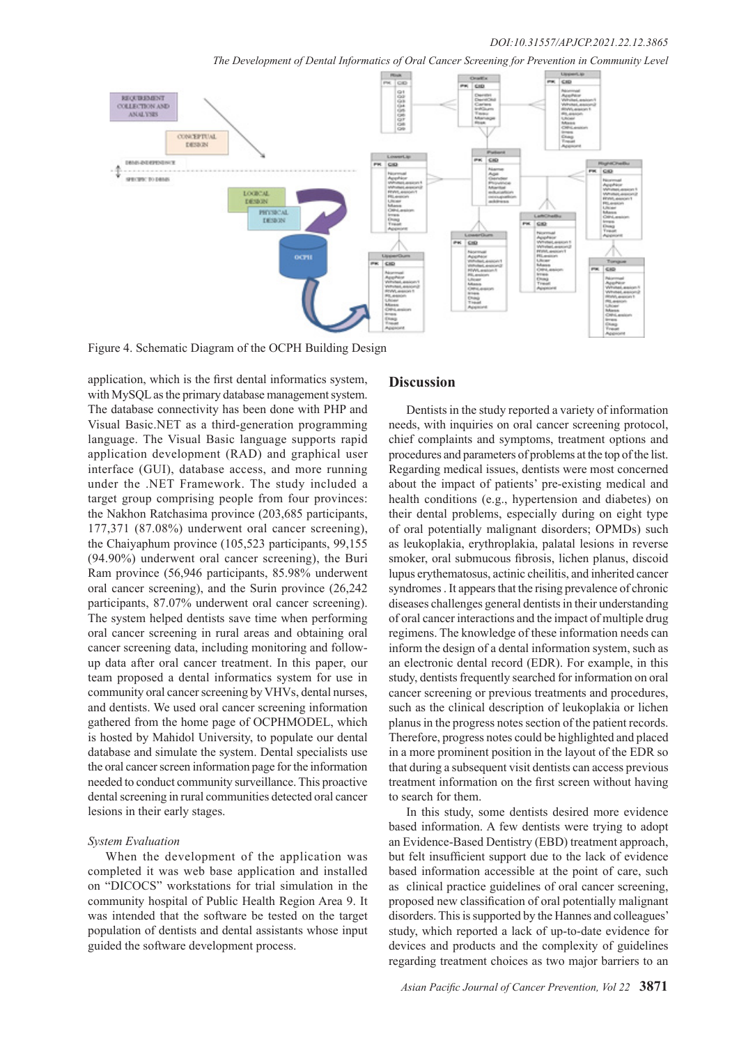Figure 4. Schematic Diagram of the OCPH Building Design

application, which is the first dental informatics system, with MySQL as the primary database management system. The database connectivity has been done with PHP and Visual Basic.NET as a third-generation programming language. The Visual Basic language supports rapid application development (RAD) and graphical user interface (GUI), database access, and more running under the .NET Framework. The study included a target group comprising people from four provinces: the Nakhon Ratchasima province (203,685 participants, 177,371 (87.08%) underwent oral cancer screening), the Chaiyaphum province (105,523 participants, 99,155 (94.90%) underwent oral cancer screening), the Buri Ram province (56,946 participants, 85.98% underwent oral cancer screening), and the Surin province (26,242 participants, 87.07% underwent oral cancer screening). The system helped dentists save time when performing oral cancer screening in rural areas and obtaining oral cancer screening data, including monitoring and follow-up data after oral cancer treatment. In this paper, our team proposed a dental informatics system for use in community oral cancer screening by VHVs, dental nurses, and dentists. We used oral cancer screening information gathered from the home page of OCPHMODEL, which is hosted by Mahidol University, to populate our dental database and simulate the system. Dental specialists use the oral cancer screen information page for the information needed to conduct community surveillance. This proactive dental screening in rural communities detected oral cancer lesions in their early stages.

*System Evaluation*

When the development of the application was completed it was web base application and installed on "DICOCS" workstations for trial simulation in the community hospital of Public Health Region Area 9. It was intended that the software be tested on the target population of dentists and dental assistants whose input guided the software development process.

## Discussion

Dentists in the study reported a variety of information needs, with inquiries on oral cancer screening protocol, chief complaints and symptoms, treatment options and procedures and parameters of problems at the top of the list. Regarding medical issues, dentists were most concerned about the impact of patients' pre-existing medical and health conditions (e.g., hypertension and diabetes) on their dental problems, especially during on eight type of oral potentially malignant disorders; OPMDs) such as leukoplakia, erythroplakia, palatal lesions in reverse smoker, oral submucous fibrosis, lichen planus, discoid lupus erythematosus, actinic cheilitis, and inherited cancer syndromes . It appears that the rising prevalence of chronic diseases challenges general dentists in their understanding of oral cancer interactions and the impact of multiple drug regimens. The knowledge of these information needs can inform the design of a dental information system, such as an electronic dental record (EDR). For example, in this study, dentists frequently searched for information on oral cancer screening or previous treatments and procedures, such as the clinical description of leukoplakia or lichen planus in the progress notes section of the patient records. Therefore, progress notes could be highlighted and placed in a more prominent position in the layout of the EDR so that during a subsequent visit dentists can access previous treatment information on the first screen without having to search for them.

In this study, some dentists desired more evidence based information. A few dentists were trying to adopt an Evidence-Based Dentistry (EBD) treatment approach, but felt insufficient support due to the lack of evidence based information accessible at the point of care, such as clinical practice guidelines of oral cancer screening, proposed new classification of oral potentially malignant disorders. This is supported by the Hannes and colleagues' study, which reported a lack of up-to-date evidence for devices and products and the complexity of guidelines regarding treatment choices as two major barriers to an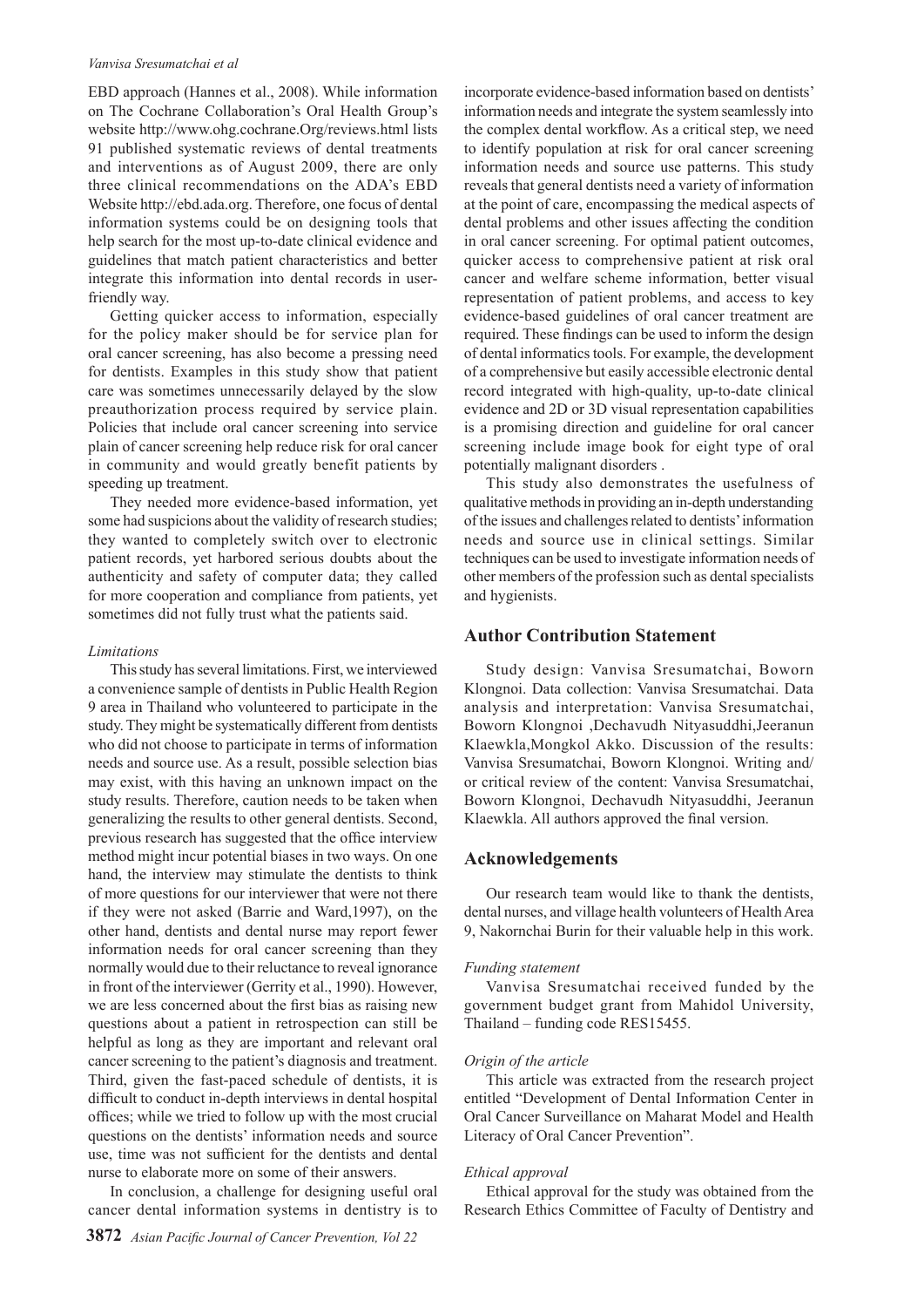EBD approach (Hannes et al., 2008). While information on The Cochrane Collaboration's Oral Health Group's website http://www.ohg.cochrane.Org/reviews.html lists 91 published systematic reviews of dental treatments and interventions as of August 2009, there are only three clinical recommendations on the ADA's EBD Website http://ebd.ada.org. Therefore, one focus of dental information systems could be on designing tools that help search for the most up-to-date clinical evidence and guidelines that match patient characteristics and better integrate this information into dental records in user-friendly way.

Getting quicker access to information, especially for the policy maker should be for service plan for oral cancer screening, has also become a pressing need for dentists. Examples in this study show that patient care was sometimes unnecessarily delayed by the slow preauthorization process required by service plain. Policies that include oral cancer screening into service plain of cancer screening help reduce risk for oral cancer in community and would greatly benefit patients by speeding up treatment.

They needed more evidence-based information, yet some had suspicions about the validity of research studies; they wanted to completely switch over to electronic patient records, yet harbored serious doubts about the authenticity and safety of computer data; they called for more cooperation and compliance from patients, yet sometimes did not fully trust what the patients said.

*Limitations*

This study has several limitations. First, we interviewed a convenience sample of dentists in Public Health Region 9 area in Thailand who volunteered to participate in the study. They might be systematically different from dentists who did not choose to participate in terms of information needs and source use. As a result, possible selection bias may exist, with this having an unknown impact on the study results. Therefore, caution needs to be taken when generalizing the results to other general dentists. Second, previous research has suggested that the office interview method might incur potential biases in two ways. On one hand, the interview may stimulate the dentists to think of more questions for our interviewer that were not there if they were not asked (Barrie and Ward,1997), on the other hand, dentists and dental nurse may report fewer information needs for oral cancer screening than they normally would due to their reluctance to reveal ignorance in front of the interviewer (Gerrity et al., 1990). However, we are less concerned about the first bias as raising new questions about a patient in retrospection can still be helpful as long as they are important and relevant oral cancer screening to the patient's diagnosis and treatment. Third, given the fast-paced schedule of dentists, it is difficult to conduct in-depth interviews in dental hospital offices; while we tried to follow up with the most crucial questions on the dentists' information needs and source use, time was not sufficient for the dentists and dental nurse to elaborate more on some of their answers.

In conclusion, a challenge for designing useful oral cancer dental information systems in dentistry is to incorporate evidence-based information based on dentists' information needs and integrate the system seamlessly into the complex dental workflow. As a critical step, we need to identify population at risk for oral cancer screening information needs and source use patterns. This study reveals that general dentists need a variety of information at the point of care, encompassing the medical aspects of dental problems and other issues affecting the condition in oral cancer screening. For optimal patient outcomes, quicker access to comprehensive patient at risk oral cancer and welfare scheme information, better visual representation of patient problems, and access to key evidence-based guidelines of oral cancer treatment are required. These findings can be used to inform the design of dental informatics tools. For example, the development of a comprehensive but easily accessible electronic dental record integrated with high-quality, up-to-date clinical evidence and 2D or 3D visual representation capabilities is a promising direction and guideline for oral cancer screening include image book for eight type of oral potentially malignant disorders .

This study also demonstrates the usefulness of qualitative methods in providing an in-depth understanding of the issues and challenges related to dentists' information needs and source use in clinical settings. Similar techniques can be used to investigate information needs of other members of the profession such as dental specialists and hygienists.

## Author Contribution Statement

Study design: Vanvisa Sresumatchai, Boworn Klongnoi. Data collection: Vanvisa Sresumatchai. Data analysis and interpretation: Vanvisa Sresumatchai, Boworn Klongnoi ,Dechavudh Nityasuddhi,Jeeranun Klaewkla,Mongkol Akko. Discussion of the results: Vanvisa Sresumatchai, Boworn Klongnoi. Writing and/ or critical review of the content: Vanvisa Sresumatchai, Boworn Klongnoi, Dechavudh Nityasuddhi, Jeeranun Klaewkla. All authors approved the final version.

## Acknowledgements

Our research team would like to thank the dentists, dental nurses, and village health volunteers of Health Area 9, Nakornchai Burin for their valuable help in this work.

*Funding statement*

Vanvisa Sresumatchai received funded by the government budget grant from Mahidol University, Thailand – funding code RES15455.

*Origin of the article*

This article was extracted from the research project entitled "Development of Dental Information Center in Oral Cancer Surveillance on Maharat Model and Health Literacy of Oral Cancer Prevention".

*Ethical approval*

Ethical approval for the study was obtained from the Research Ethics Committee of Faculty of Dentistry and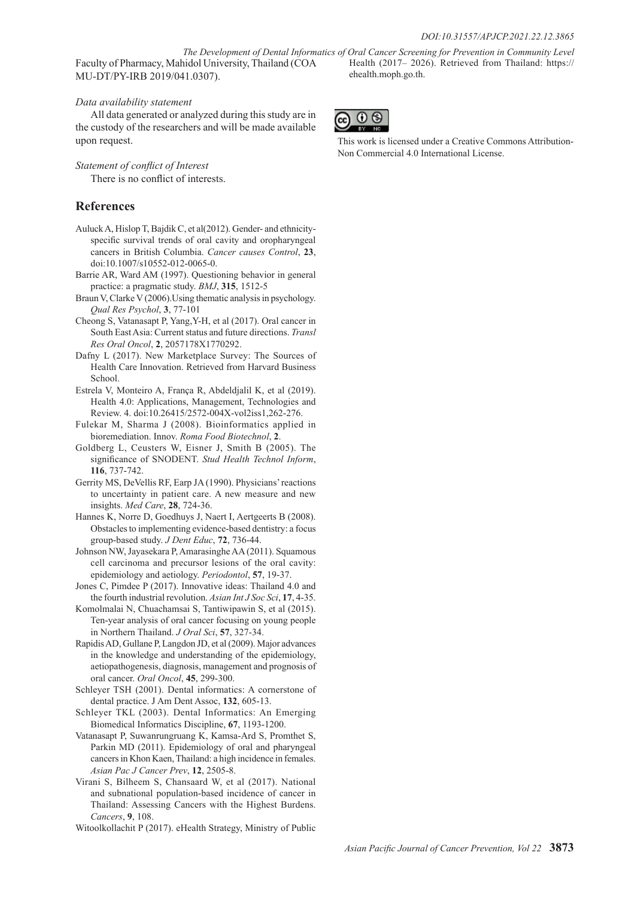Faculty of Pharmacy, Mahidol University, Thailand (COA MU-DT/PY-IRB 2019/041.0307).

*Data availability statement*

All data generated or analyzed during this study are in the custody of the researchers and will be made available upon request.

*Statement of conflict of Interest*

There is no conflict of interests.

## References

Auluck A, Hislop T, Bajdik C, et al(2012). Gender- and ethnicity-specific survival trends of oral cavity and oropharyngeal cancers in British Columbia. *Cancer causes Control*, **23**, doi:10.1007/s10552-012-0065-0.

Barrie AR, Ward AM (1997). Questioning behavior in general practice: a pragmatic study. *BMJ*, **315**, 1512-5

Braun V, Clarke V (2006).Using thematic analysis in psychology. *Qual Res Psychol*, **3**, 77-101

Cheong S, Vatanasapt P, Yang,Y-H, et al (2017). Oral cancer in South East Asia: Current status and future directions. *Transl Res Oral Oncol*, **2**, 2057178X1770292.

Dafny L (2017). New Marketplace Survey: The Sources of Health Care Innovation. Retrieved from Harvard Business School.

Estrela V, Monteiro A, França R, Abdeldjalil K, et al (2019). Health 4.0: Applications, Management, Technologies and Review. 4. doi:10.26415/2572-004X-vol2iss1,262-276.

Fulekar M, Sharma J (2008). Bioinformatics applied in bioremediation. Innov. *Roma Food Biotechnol*, **2**.

Goldberg L, Ceusters W, Eisner J, Smith B (2005). The significance of SNODENT. *Stud Health Technol Inform*, **116**, 737-742.

Gerrity MS, DeVellis RF, Earp JA (1990). Physicians' reactions to uncertainty in patient care. A new measure and new insights. *Med Care*, **28**, 724-36.

Hannes K, Norre D, Goedhuys J, Naert I, Aertgeerts B (2008). Obstacles to implementing evidence-based dentistry: a focus group-based study. *J Dent Educ*, **72**, 736-44.

Johnson NW, Jayasekara P, Amarasinghe AA (2011). Squamous cell carcinoma and precursor lesions of the oral cavity: epidemiology and aetiology. *Periodontol*, **57**, 19-37.

Jones C, Pimdee P (2017). Innovative ideas: Thailand 4.0 and the fourth industrial revolution. *Asian Int J Soc Sci*, **17**, 4-35.

Komolmalai N, Chuachamsai S, Tantiwipawin S, et al (2015). Ten-year analysis of oral cancer focusing on young people in Northern Thailand. *J Oral Sci*, **57**, 327-34.

Rapidis AD, Gullane P, Langdon JD, et al (2009). Major advances in the knowledge and understanding of the epidemiology, aetiopathogenesis, diagnosis, management and prognosis of oral cancer. *Oral Oncol*, **45**, 299-300.

Schleyer TSH (2001). Dental informatics: A cornerstone of dental practice. J Am Dent Assoc, **132**, 605-13.

Schleyer TKL (2003). Dental Informatics: An Emerging Biomedical Informatics Discipline, **67**, 1193-1200.

Vatanasapt P, Suwanrungruang K, Kamsa-Ard S, Promthet S, Parkin MD (2011). Epidemiology of oral and pharyngeal cancers in Khon Kaen, Thailand: a high incidence in females. *Asian Pac J Cancer Prev*, **12**, 2505-8.

Virani S, Bilheem S, Chansaard W, et al (2017). National and subnational population-based incidence of cancer in Thailand: Assessing Cancers with the Highest Burdens. *Cancers*, **9**, 108.

Witoolkollachit P (2017). eHealth Strategy, Ministry of Public Health (2017– 2026). Retrieved from Thailand: https://ehealth.moph.go.th.

This work is licensed under a Creative Commons Attribution-Non Commercial 4.0 International License.